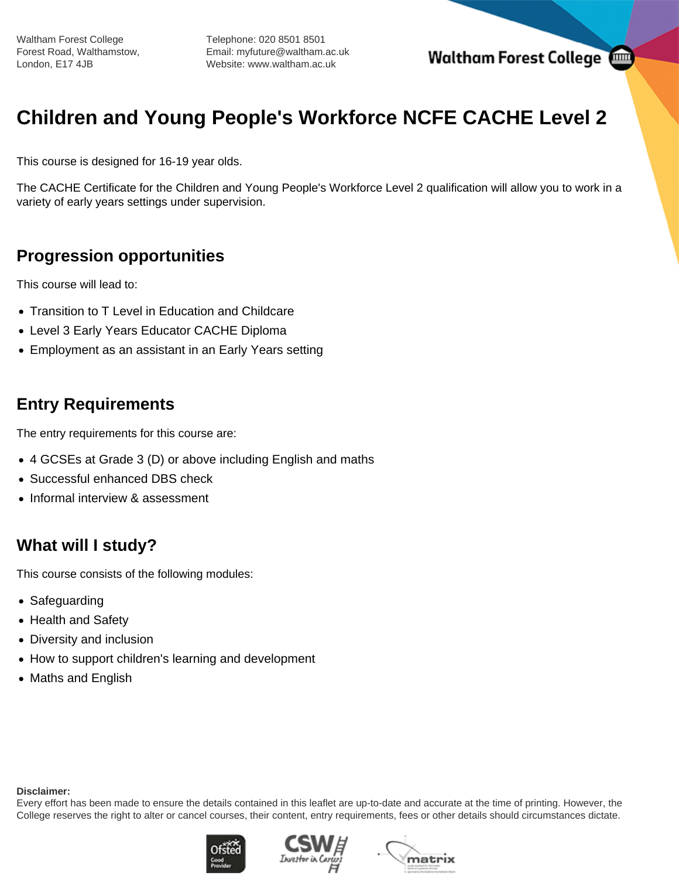Waltham Forest College
Forest Road, Walthamstow,
London, E17 4JB

Telephone: 020 8501 8501
Email: myfuture@waltham.ac.uk
Website: www.waltham.ac.uk

# Children and Young People's Workforce NCFE CACHE Level 2

This course is designed for 16-19 year olds.

The CACHE Certificate for the Children and Young People's Workforce Level 2 qualification will allow you to work in a variety of early years settings under supervision.

## Progression opportunities

This course will lead to:

- Transition to T Level in Education and Childcare
- Level 3 Early Years Educator CACHE Diploma
- Employment as an assistant in an Early Years setting

## Entry Requirements

The entry requirements for this course are:

- 4 GCSEs at Grade 3 (D) or above including English and maths
- Successful enhanced DBS check
- Informal interview & assessment

## What will I study?

This course consists of the following modules:

- Safeguarding
- Health and Safety
- Diversity and inclusion
- How to support children's learning and development
- Maths and English

**Disclaimer:**
Every effort has been made to ensure the details contained in this leaflet are up-to-date and accurate at the time of printing. However, the College reserves the right to alter or cancel courses, their content, entry requirements, fees or other details should circumstances dictate.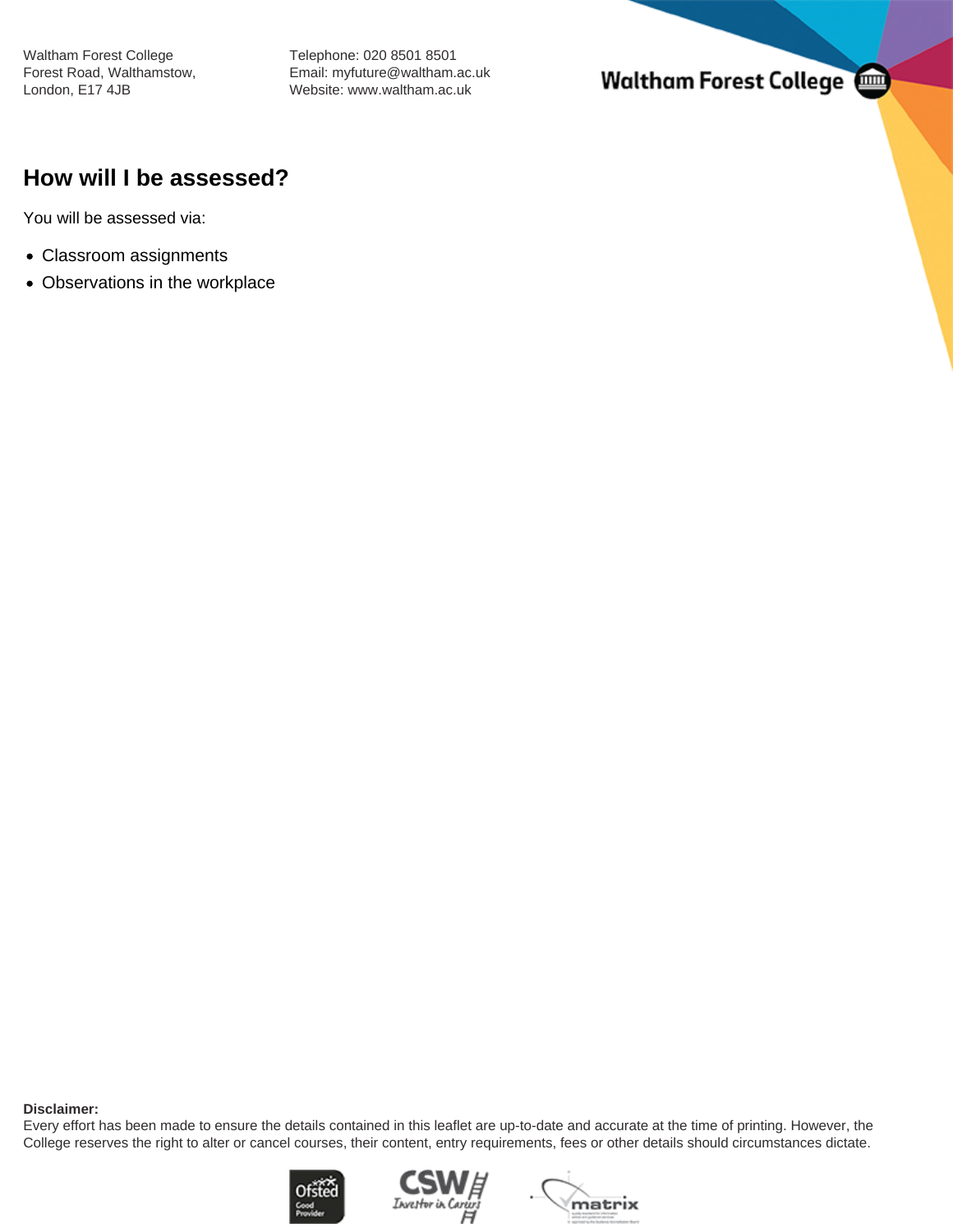Waltham Forest College
Forest Road, Walthamstow,
London, E17 4JB

Telephone: 020 8501 8501
Email: myfuture@waltham.ac.uk
Website: www.waltham.ac.uk

## How will I be assessed?

You will be assessed via:

- Classroom assignments
- Observations in the workplace

**Disclaimer:**
Every effort has been made to ensure the details contained in this leaflet are up-to-date and accurate at the time of printing. However, the College reserves the right to alter or cancel courses, their content, entry requirements, fees or other details should circumstances dictate.